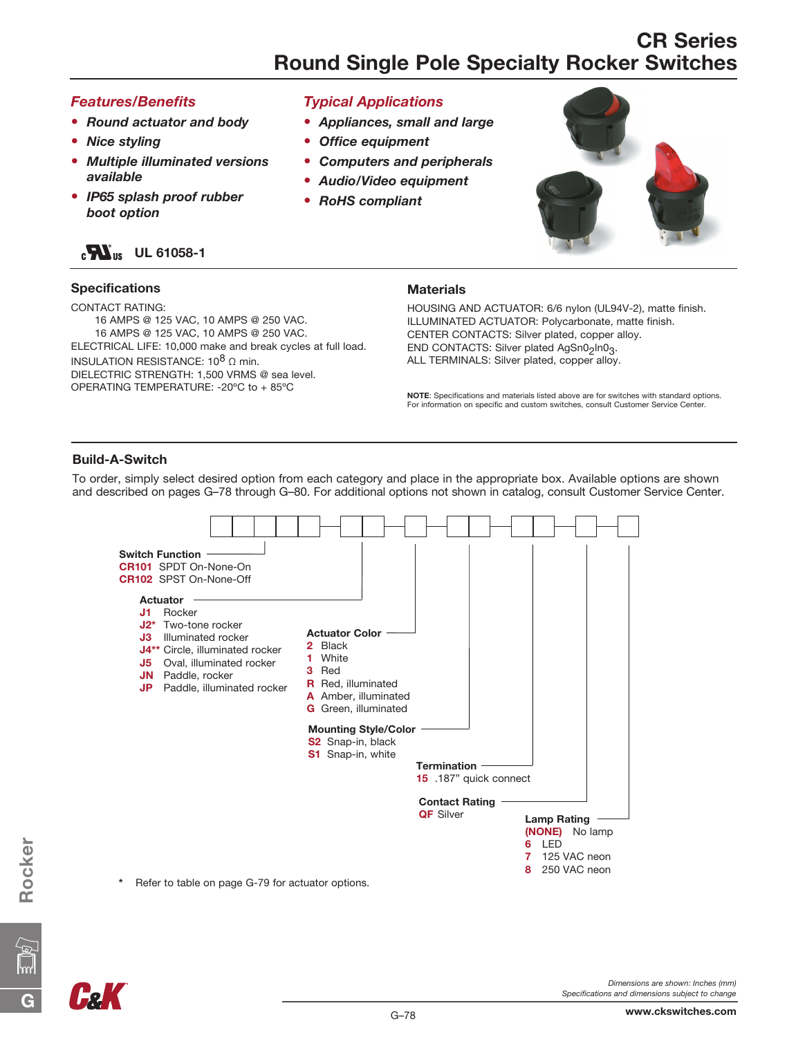# CR Series
## Round Single Pole Specialty Rocker Switches

### *Features/Benefits*

- ***Round actuator and body***
- ***Nice styling***
- ***Multiple illuminated versions available***
- ***IP65 splash proof rubber boot option***

### *Typical Applications*

- ***Appliances, small and large***
- ***Office equipment***
- ***Computers and peripherals***
- ***Audio/Video equipment***
- ***RoHS compliant***

**UL 61058-1**

### Specifications

CONTACT RATING:
 16 AMPS @ 125 VAC, 10 AMPS @ 250 VAC.
 16 AMPS @ 125 VAC, 10 AMPS @ 250 VAC.
ELECTRICAL LIFE: 10,000 make and break cycles at full load.
INSULATION RESISTANCE: $10^8$ Ω min.
DIELECTRIC STRENGTH: 1,500 VRMS @ sea level.
OPERATING TEMPERATURE: -20ºC to + 85ºC

### Materials

HOUSING AND ACTUATOR: 6/6 nylon (UL94V-2), matte finish.
ILLUMINATED ACTUATOR: Polycarbonate, matte finish.
CENTER CONTACTS: Silver plated, copper alloy.
END CONTACTS: Silver plated $AgSn0_2In0_3$.
ALL TERMINALS: Silver plated, copper alloy.

**NOTE**: Specifications and materials listed above are for switches with standard options. For information on specific and custom switches, consult Customer Service Center.

### Build-A-Switch

To order, simply select desired option from each category and place in the appropriate box. Available options are shown and described on pages G–78 through G–80. For additional options not shown in catalog, consult Customer Service Center.

**Switch Function**
- **CR101** SPDT On-None-On
- **CR102** SPST On-None-Off

**Actuator**
- **J1** Rocker
- **J2*** Two-tone rocker
- **J3** Illuminated rocker
- **J4**** Circle, illuminated rocker
- **J5** Oval, illuminated rocker
- **JN** Paddle, rocker
- **JP** Paddle, illuminated rocker

**Actuator Color**
- **2** Black
- **1** White
- **3** Red
- **R** Red, illuminated
- **A** Amber, illuminated
- **G** Green, illuminated

**Mounting Style/Color**
- **S2** Snap-in, black
- **S1** Snap-in, white

**Termination**
- **15** .187" quick connect

**Contact Rating**
- **QF** Silver

**Lamp Rating**
- **(NONE)** No lamp
- **6** LED
- **7** 125 VAC neon
- **8** 250 VAC neon

\* Refer to table on page G-79 for actuator options.

*Dimensions are shown: Inches (mm)*
*Specifications and dimensions subject to change*

www.ckswitches.com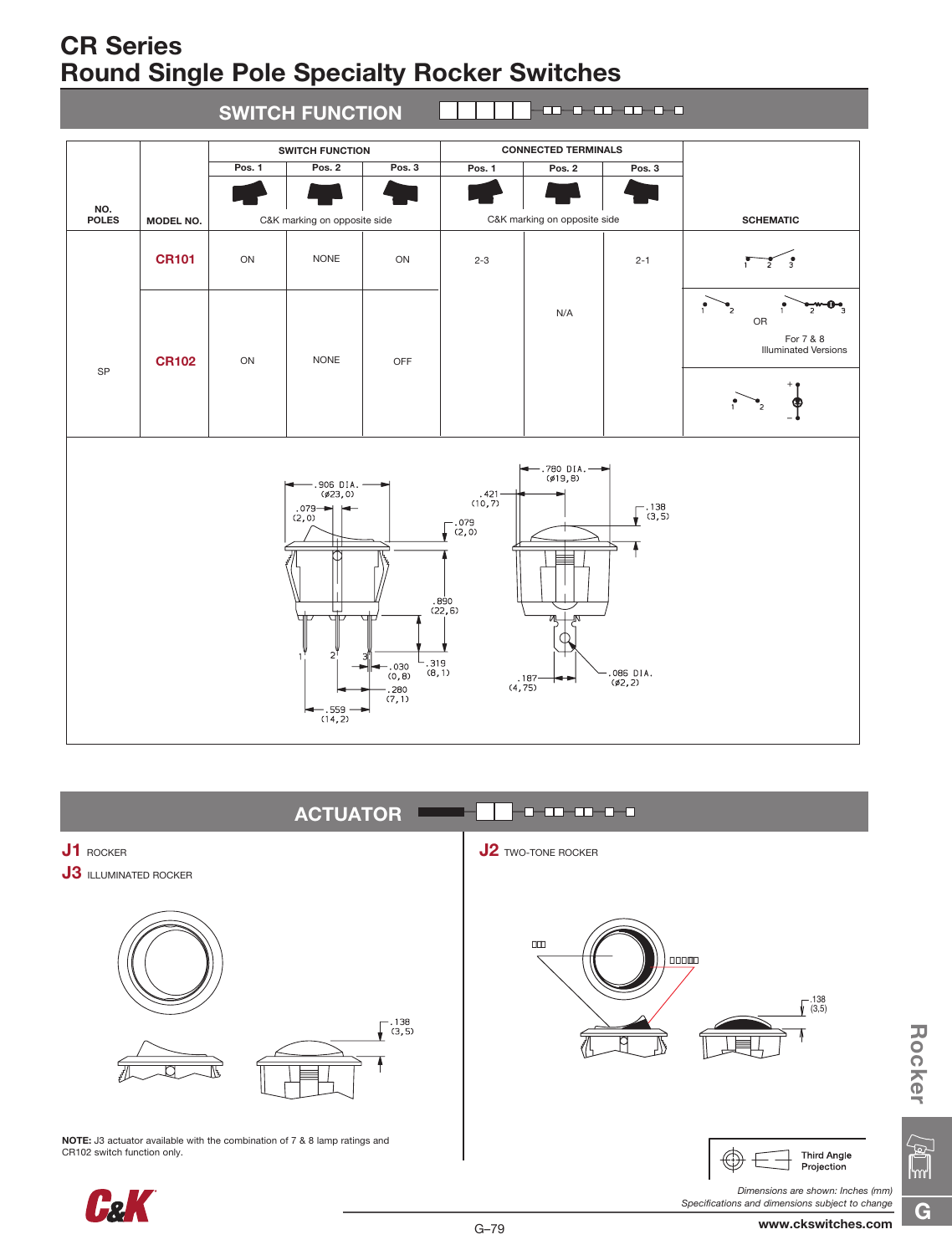# CR Series
# Round Single Pole Specialty Rocker Switches

## SWITCH FUNCTION

| NO. POLES | MODEL NO. | SWITCH FUNCTION Pos. 1 | Pos. 2 | Pos. 3 | CONNECTED TERMINALS Pos. 1 | Pos. 2 | Pos. 3 | SCHEMATIC |
|---|---|---|---|---|---|---|---|---|
| | | C&K marking on opposite side | | | C&K marking on opposite side | | | |
| SP | CR101 | ON | NONE | ON | 2-3 | N/A | 2-1 | |
| | CR102 | ON | NONE | OFF | | | | OR For 7 & 8 Illuminated Versions |

.906 DIA. (ø23,0) · .079 (2,0) · .421 (10,7) · .079 (2,0) · .780 DIA. (ø19,8) · .138 (3,5) · .890 (22,6) · .319 (8,1) · .030 (0,8) · .280 (7,1) · .559 (14,2) · .187 (4,75) · .086 DIA. (ø2,2)

## ACTUATOR

**J1** ROCKER

**J3** ILLUMINATED ROCKER

.138 (3,5)

**NOTE:** J3 actuator available with the combination of 7 & 8 lamp ratings and CR102 switch function only.

**J2** TWO-TONE ROCKER

.138 (3,5)

Third Angle Projection

*Dimensions are shown: Inches (mm)*
*Specifications and dimensions subject to change*

www.ckswitches.com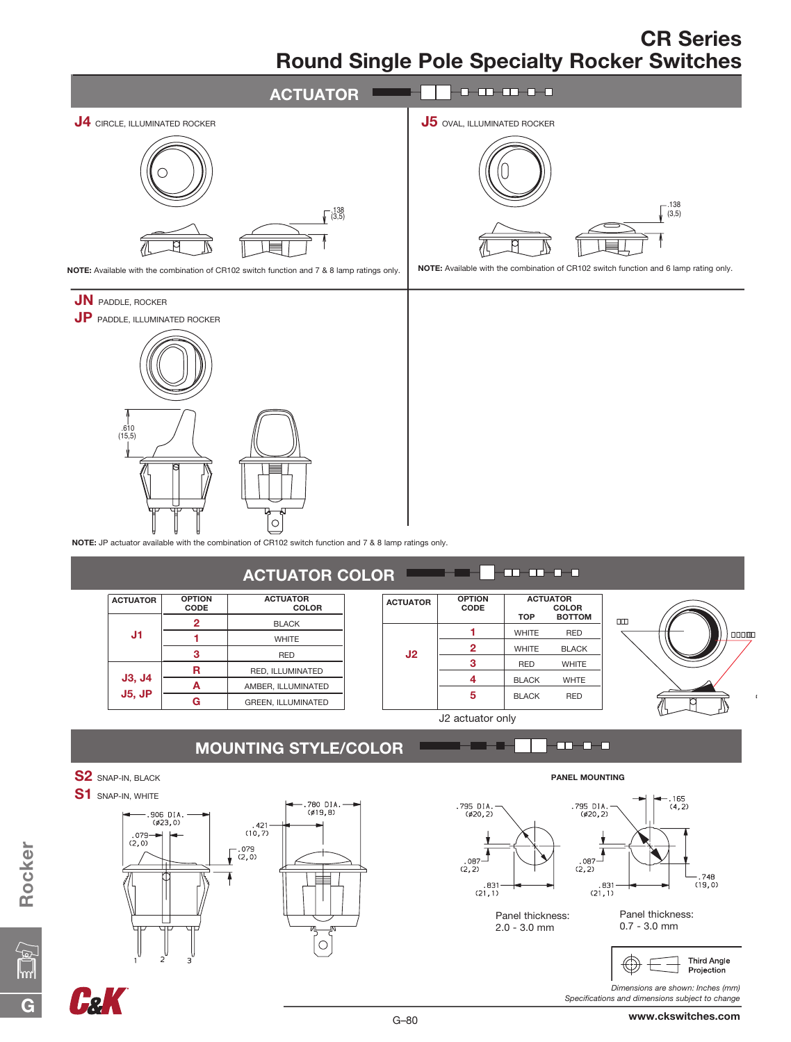# CR Series
## Round Single Pole Specialty Rocker Switches

## ACTUATOR

**J4** CIRCLE, ILLUMINATED ROCKER

.138 (3,5)

**NOTE:** Available with the combination of CR102 switch function and 7 & 8 lamp ratings only.

**J5** OVAL, ILLUMINATED ROCKER

.138 (3,5)

**NOTE:** Available with the combination of CR102 switch function and 6 lamp rating only.

**JN** PADDLE, ROCKER
**JP** PADDLE, ILLUMINATED ROCKER

.610 (15,5)

**NOTE:** JP actuator available with the combination of CR102 switch function and 7 & 8 lamp ratings only.

## ACTUATOR COLOR

| ACTUATOR | OPTION CODE | ACTUATOR COLOR |
|---|---|---|
| J1 | 2 | BLACK |
| | 1 | WHITE |
| | 3 | RED |
| J3, J4 J5, JP | R | RED, ILLUMINATED |
| | A | AMBER, ILLUMINATED |
| | G | GREEN, ILLUMINATED |

| ACTUATOR | OPTION CODE | ACTUATOR COLOR TOP | ACTUATOR COLOR BOTTOM |
|---|---|---|---|
| J2 | 1 | WHITE | RED |
| | 2 | WHITE | BLACK |
| | 3 | RED | WHITE |
| | 4 | BLACK | WHTE |
| | 5 | BLACK | RED |

J2 actuator only

## MOUNTING STYLE/COLOR

**S2** SNAP-IN, BLACK
**S1** SNAP-IN, WHITE

.906 DIA. (⌀23,0)
.079 (2,0)
.421 (10,7)
.079 (2,0)
.780 DIA. (⌀19,8)
1 2 3

**PANEL MOUNTING**

.795 DIA. (⌀20,2)
.087 (2,2)
.831 (21,1)

Panel thickness:
2.0 - 3.0 mm

.795 DIA. (⌀20,2)
.165 (4,2)
.087 (2,2)
.748 (19,0)
.831 (21,1)

Panel thickness:
0.7 - 3.0 mm

Third Angle Projection

*Dimensions are shown: Inches (mm)*
*Specifications and dimensions subject to change*

www.ckswitches.com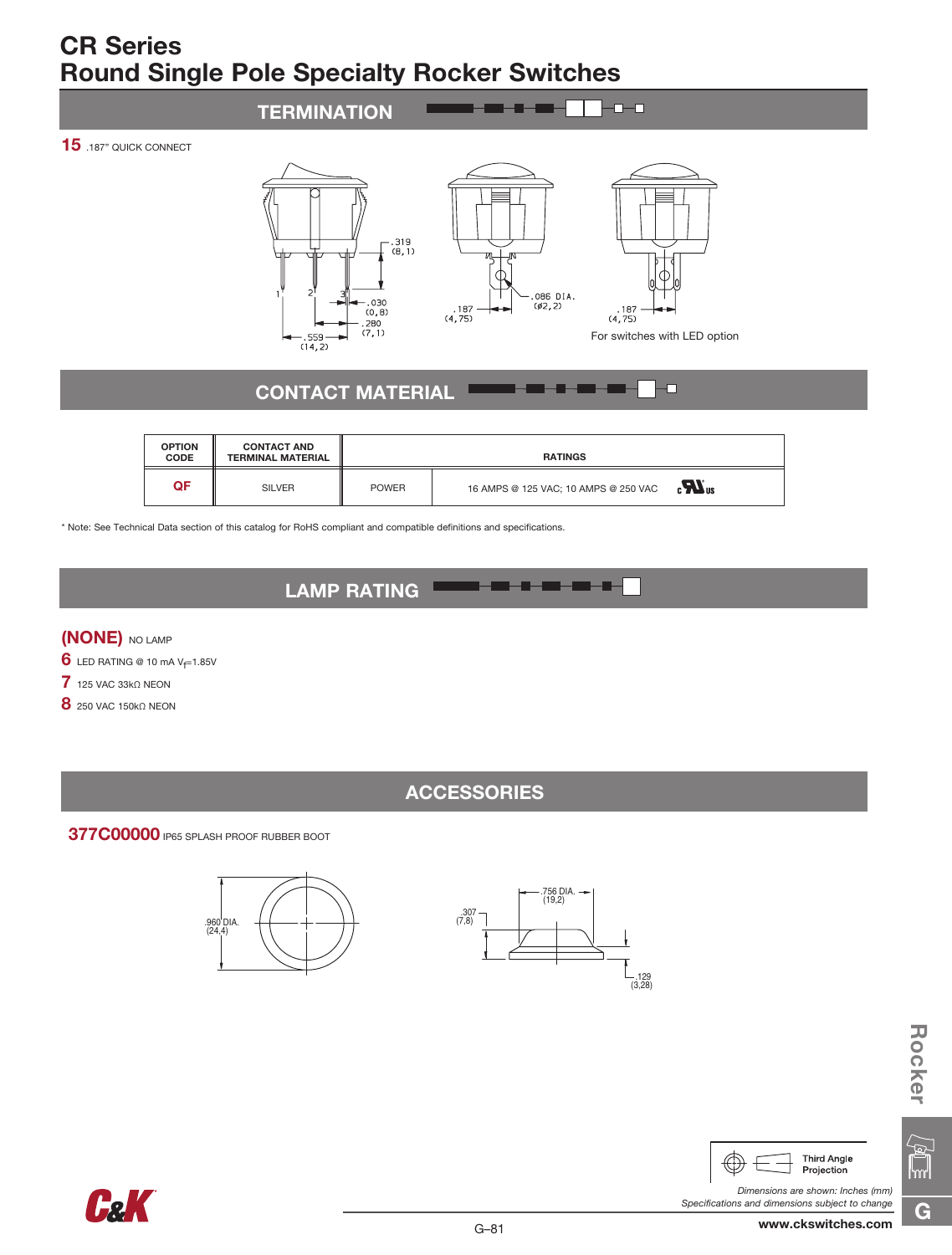# CR Series
# Round Single Pole Specialty Rocker Switches

## TERMINATION

**15** .187" QUICK CONNECT

.319 (8,1)

1 2 3

.030 (0,8)

.280 (7,1)

.559 (14,2)

.086 DIA. (Ø2,2)

.187 (4,75)

.187 (4,75)

For switches with LED option

## CONTACT MATERIAL

| OPTION CODE | CONTACT AND TERMINAL MATERIAL | RATINGS | |
|---|---|---|---|
| **QF** | SILVER | POWER | 16 AMPS @ 125 VAC; 10 AMPS @ 250 VAC cULus |

* Note: See Technical Data section of this catalog for RoHS compliant and compatible definitions and specifications.

## LAMP RATING

**(NONE)** NO LAMP

**6** LED RATING @ 10 mA $V_F$=1.85V

**7** 125 VAC 33kΩ NEON

**8** 250 VAC 150kΩ NEON

## ACCESSORIES

**377C00000** IP65 SPLASH PROOF RUBBER BOOT

.960 DIA. (24,4)

.756 DIA. (19,2)

.307 (7,8)

.129 (3,28)

Third Angle Projection

*Dimensions are shown: Inches (mm)*
*Specifications and dimensions subject to change*

www.ckswitches.com